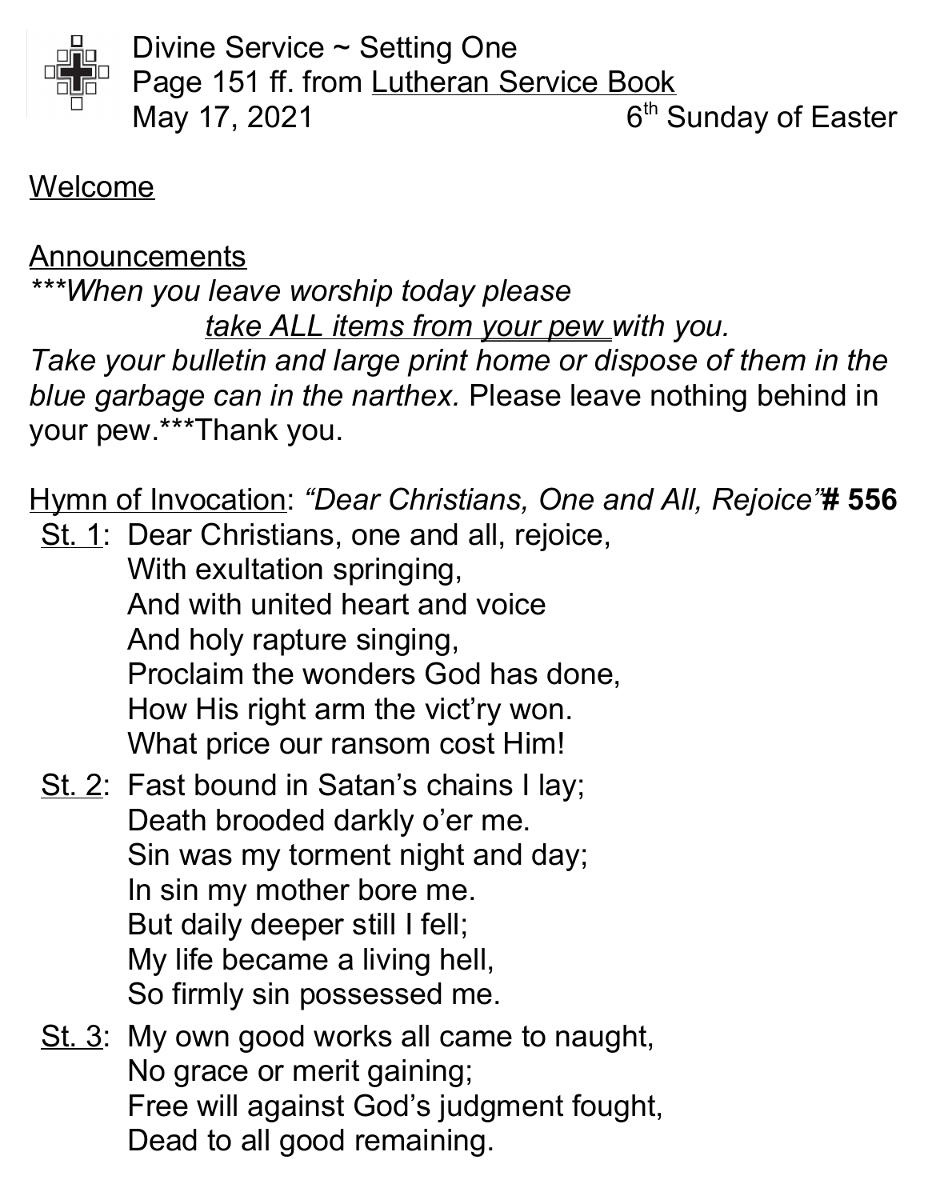Divine Service ~ Setting One
Page 151 ff. from Lutheran Service Book
May 17, 2021 6th Sunday of Easter

Welcome

Announcements

***When you leave worship today please
*take ALL items from your pew with you.*
*Take your bulletin and large print home or dispose of them in the blue garbage can in the narthex.* Please leave nothing behind in your pew.***Thank you.

Hymn of Invocation: *"Dear Christians, One and All, Rejoice"* **# 556**

St. 1: Dear Christians, one and all, rejoice,
With exultation springing,
And with united heart and voice
And holy rapture singing,
Proclaim the wonders God has done,
How His right arm the vict'ry won.
What price our ransom cost Him!

St. 2: Fast bound in Satan's chains I lay;
Death brooded darkly o'er me.
Sin was my torment night and day;
In sin my mother bore me.
But daily deeper still I fell;
My life became a living hell,
So firmly sin possessed me.

St. 3: My own good works all came to naught,
No grace or merit gaining;
Free will against God's judgment fought,
Dead to all good remaining.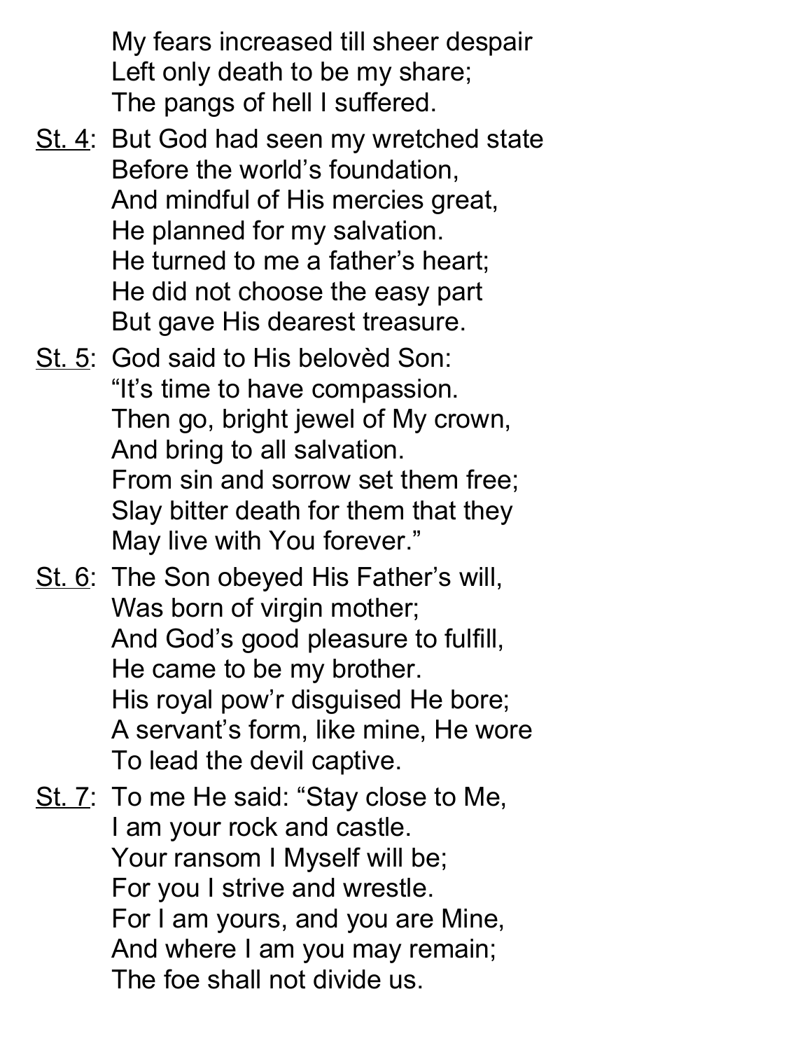My fears increased till sheer despair
Left only death to be my share;
The pangs of hell I suffered.

<u>St. 4</u>: But God had seen my wretched state
Before the world's foundation,
And mindful of His mercies great,
He planned for my salvation.
He turned to me a father's heart;
He did not choose the easy part
But gave His dearest treasure.

<u>St. 5</u>: God said to His belovèd Son:
"It's time to have compassion.
Then go, bright jewel of My crown,
And bring to all salvation.
From sin and sorrow set them free;
Slay bitter death for them that they
May live with You forever."

<u>St. 6</u>: The Son obeyed His Father's will,
Was born of virgin mother;
And God's good pleasure to fulfill,
He came to be my brother.
His royal pow'r disguised He bore;
A servant's form, like mine, He wore
To lead the devil captive.

<u>St. 7</u>: To me He said: "Stay close to Me,
I am your rock and castle.
Your ransom I Myself will be;
For you I strive and wrestle.
For I am yours, and you are Mine,
And where I am you may remain;
The foe shall not divide us.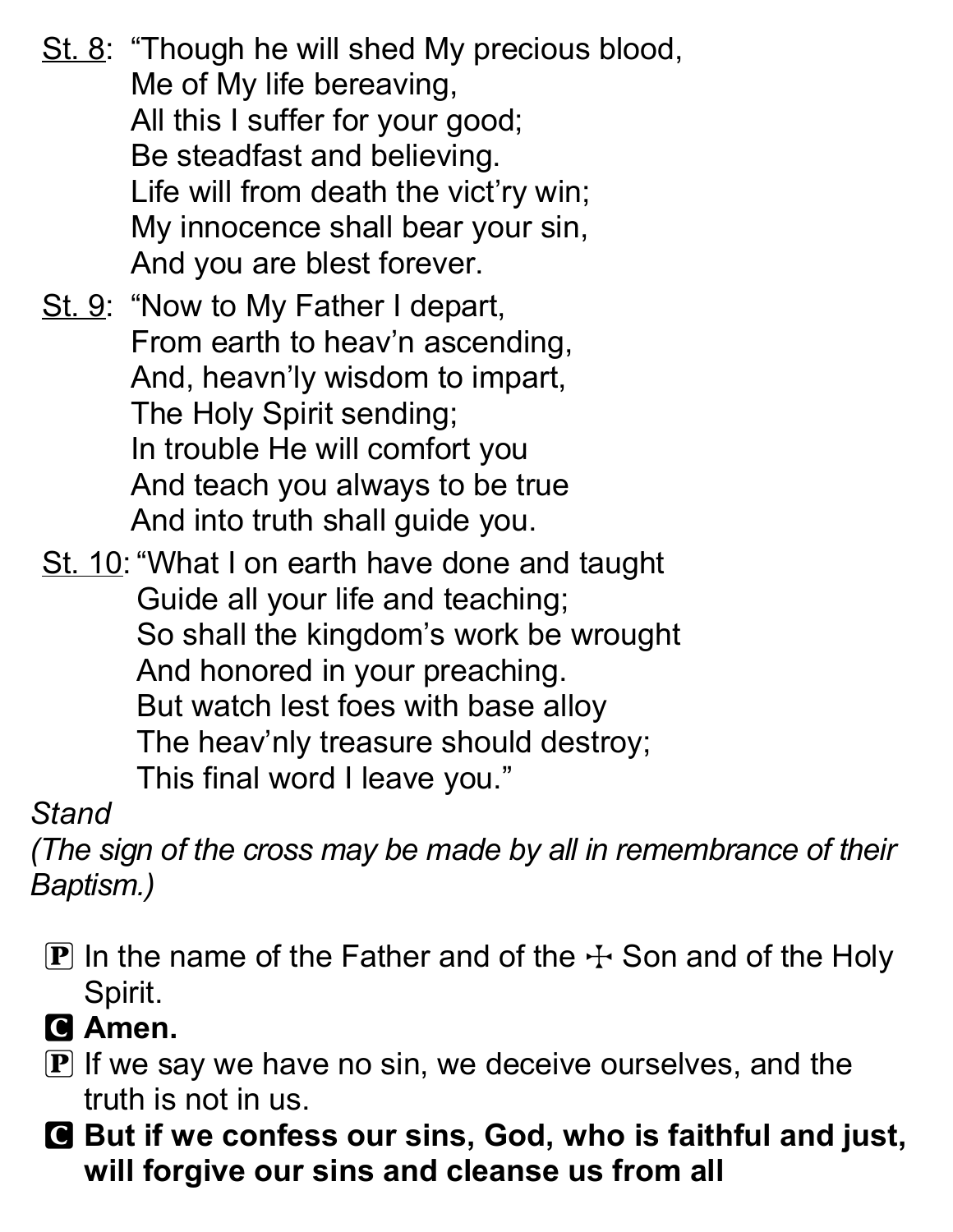St. 8: "Though he will shed My precious blood,
Me of My life bereaving,
All this I suffer for your good;
Be steadfast and believing.
Life will from death the vict'ry win;
My innocence shall bear your sin,
And you are blest forever.

St. 9: "Now to My Father I depart,
From earth to heav'n ascending,
And, heavn'ly wisdom to impart,
The Holy Spirit sending;
In trouble He will comfort you
And teach you always to be true
And into truth shall guide you.

St. 10: "What I on earth have done and taught
Guide all your life and teaching;
So shall the kingdom's work be wrought
And honored in your preaching.
But watch lest foes with base alloy
The heav'nly treasure should destroy;
This final word I leave you."

*Stand*

*(The sign of the cross may be made by all in remembrance of their Baptism.)*

P In the name of the Father and of the ☩ Son and of the Holy Spirit.

**C Amen.**

P If we say we have no sin, we deceive ourselves, and the truth is not in us.

**C But if we confess our sins, God, who is faithful and just, will forgive our sins and cleanse us from all**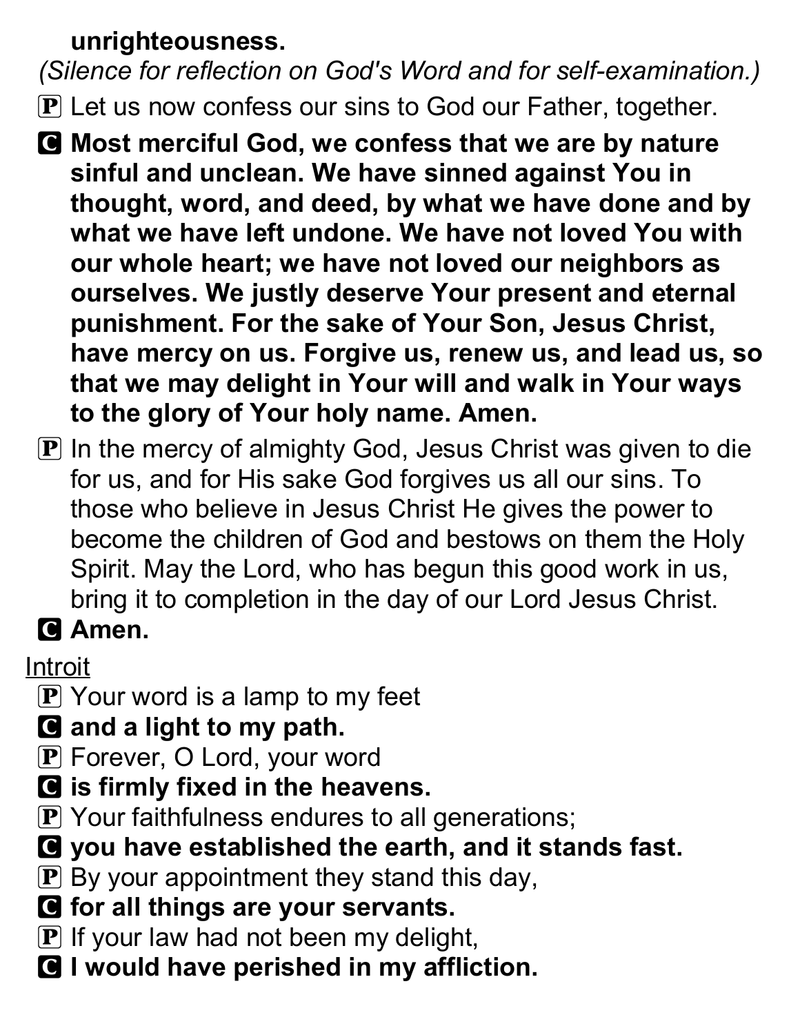**unrighteousness.**

*(Silence for reflection on God's Word and for self-examination.)*

Ⓟ Let us now confess our sins to God our Father, together.

Ⓒ **Most merciful God, we confess that we are by nature sinful and unclean. We have sinned against You in thought, word, and deed, by what we have done and by what we have left undone. We have not loved You with our whole heart; we have not loved our neighbors as ourselves. We justly deserve Your present and eternal punishment. For the sake of Your Son, Jesus Christ, have mercy on us. Forgive us, renew us, and lead us, so that we may delight in Your will and walk in Your ways to the glory of Your holy name. Amen.**

Ⓟ In the mercy of almighty God, Jesus Christ was given to die for us, and for His sake God forgives us all our sins. To those who believe in Jesus Christ He gives the power to become the children of God and bestows on them the Holy Spirit. May the Lord, who has begun this good work in us, bring it to completion in the day of our Lord Jesus Christ.

Ⓒ **Amen.**

Introit

Ⓟ Your word is a lamp to my feet

Ⓒ **and a light to my path.**

Ⓟ Forever, O Lord, your word

Ⓒ **is firmly fixed in the heavens.**

Ⓟ Your faithfulness endures to all generations;

Ⓒ **you have established the earth, and it stands fast.**

Ⓟ By your appointment they stand this day,

Ⓒ **for all things are your servants.**

Ⓟ If your law had not been my delight,

Ⓒ **I would have perished in my affliction.**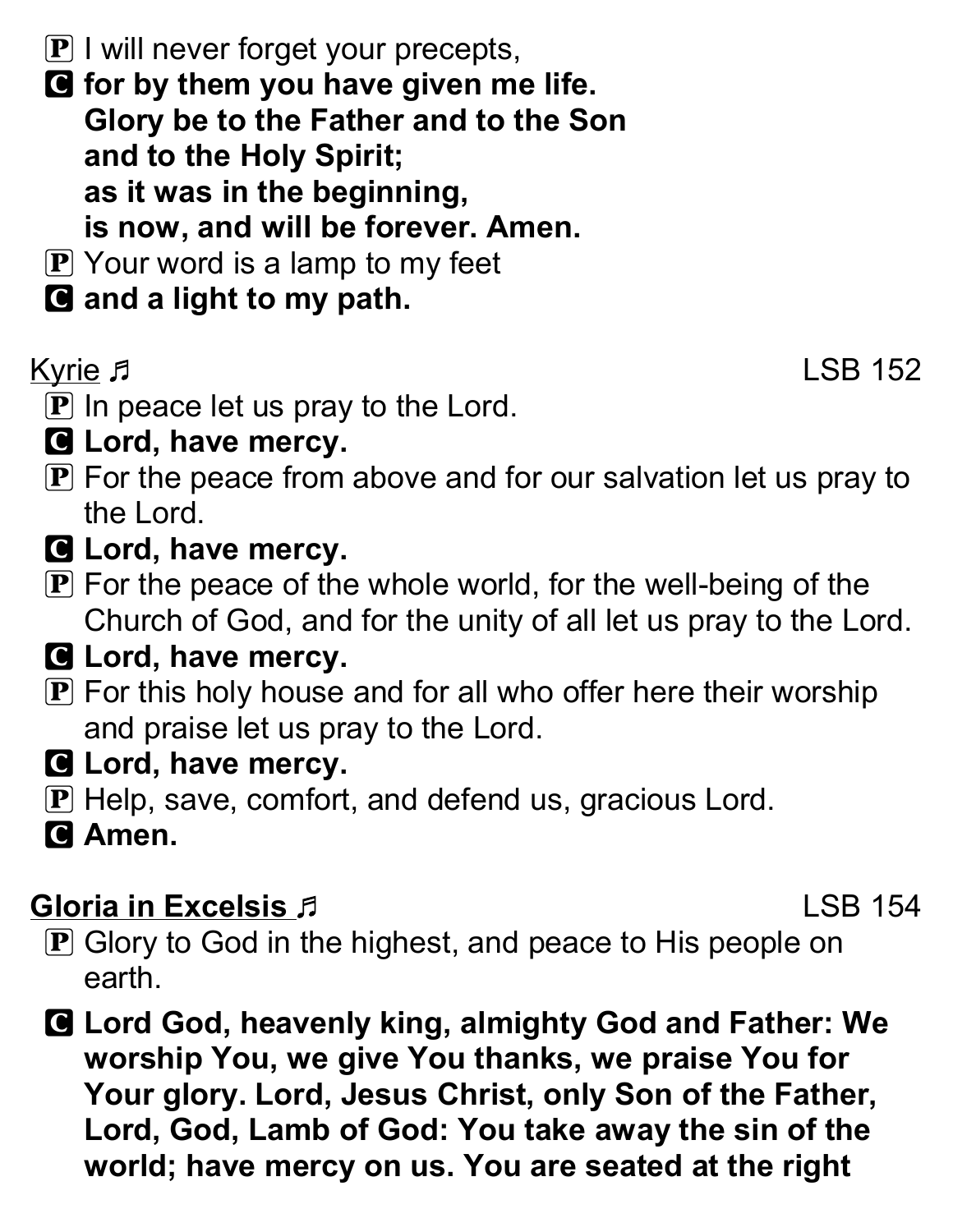P I will never forget your precepts,
C **for by them you have given me life.**
**Glory be to the Father and to the Son**
**and to the Holy Spirit;**
**as it was in the beginning,**
**is now, and will be forever. Amen.**
P Your word is a lamp to my feet
C **and a light to my path.**

Kyrie ♬ LSB 152

P In peace let us pray to the Lord.
C **Lord, have mercy.**
P For the peace from above and for our salvation let us pray to the Lord.
C **Lord, have mercy.**
P For the peace of the whole world, for the well-being of the Church of God, and for the unity of all let us pray to the Lord.
C **Lord, have mercy.**
P For this holy house and for all who offer here their worship and praise let us pray to the Lord.
C **Lord, have mercy.**
P Help, save, comfort, and defend us, gracious Lord.
C **Amen.**

**Gloria in Excelsis ♬** LSB 154

P Glory to God in the highest, and peace to His people on earth.
C **Lord God, heavenly king, almighty God and Father: We worship You, we give You thanks, we praise You for Your glory. Lord, Jesus Christ, only Son of the Father, Lord, God, Lamb of God: You take away the sin of the world; have mercy on us. You are seated at the right**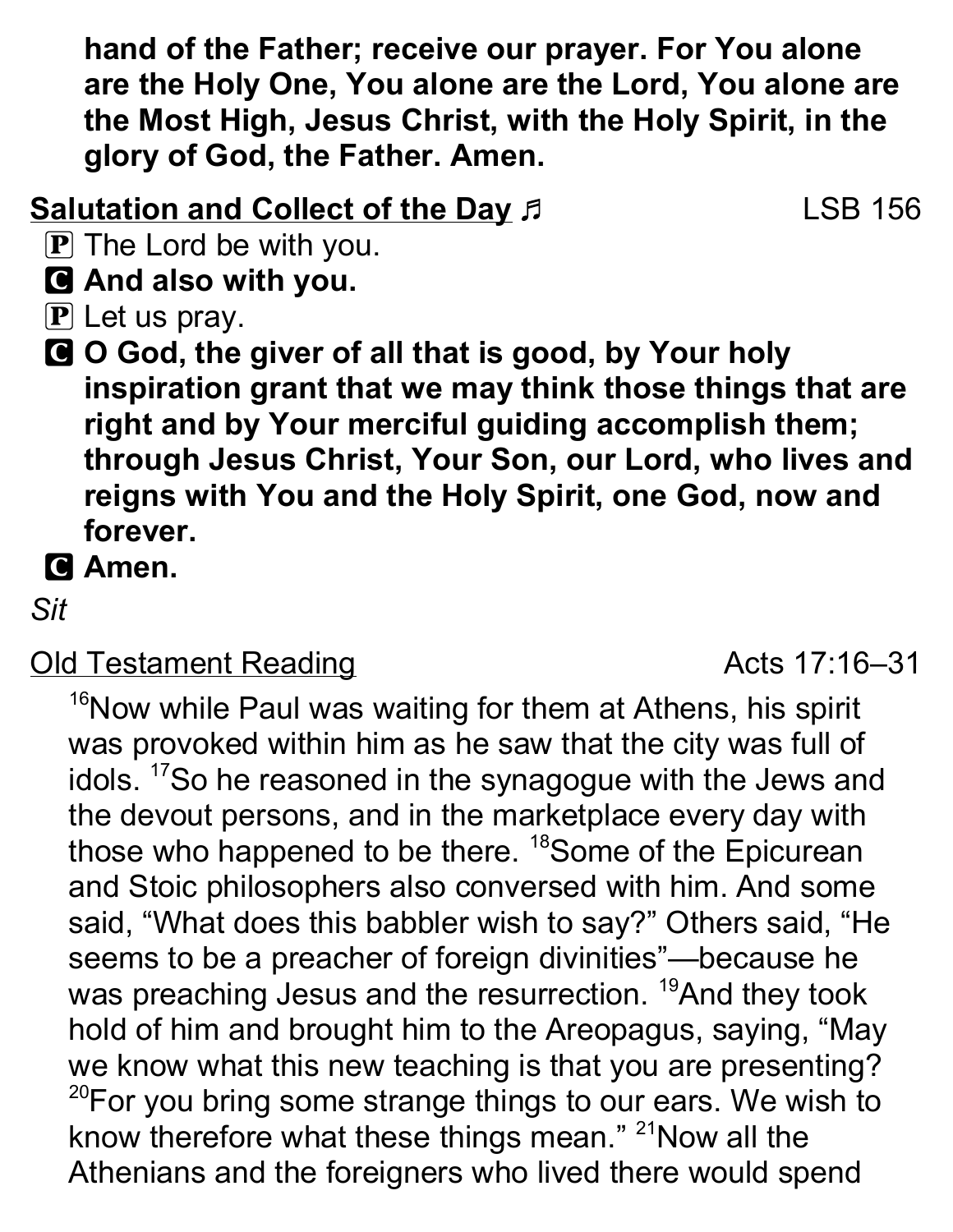**hand of the Father; receive our prayer. For You alone are the Holy One, You alone are the Lord, You alone are the Most High, Jesus Christ, with the Holy Spirit, in the glory of God, the Father. Amen.**

**Salutation and Collect of the Day** ♬ LSB 156

P The Lord be with you.

**C And also with you.**

P Let us pray.

**C O God, the giver of all that is good, by Your holy inspiration grant that we may think those things that are right and by Your merciful guiding accomplish them; through Jesus Christ, Your Son, our Lord, who lives and reigns with You and the Holy Spirit, one God, now and forever.**

**C Amen.**

*Sit*

Old Testament Reading Acts 17:16–31

[16]Now while Paul was waiting for them at Athens, his spirit was provoked within him as he saw that the city was full of idols. [17]So he reasoned in the synagogue with the Jews and the devout persons, and in the marketplace every day with those who happened to be there. [18]Some of the Epicurean and Stoic philosophers also conversed with him. And some said, "What does this babbler wish to say?" Others said, "He seems to be a preacher of foreign divinities"—because he was preaching Jesus and the resurrection. [19]And they took hold of him and brought him to the Areopagus, saying, "May we know what this new teaching is that you are presenting? [20]For you bring some strange things to our ears. We wish to know therefore what these things mean." [21]Now all the Athenians and the foreigners who lived there would spend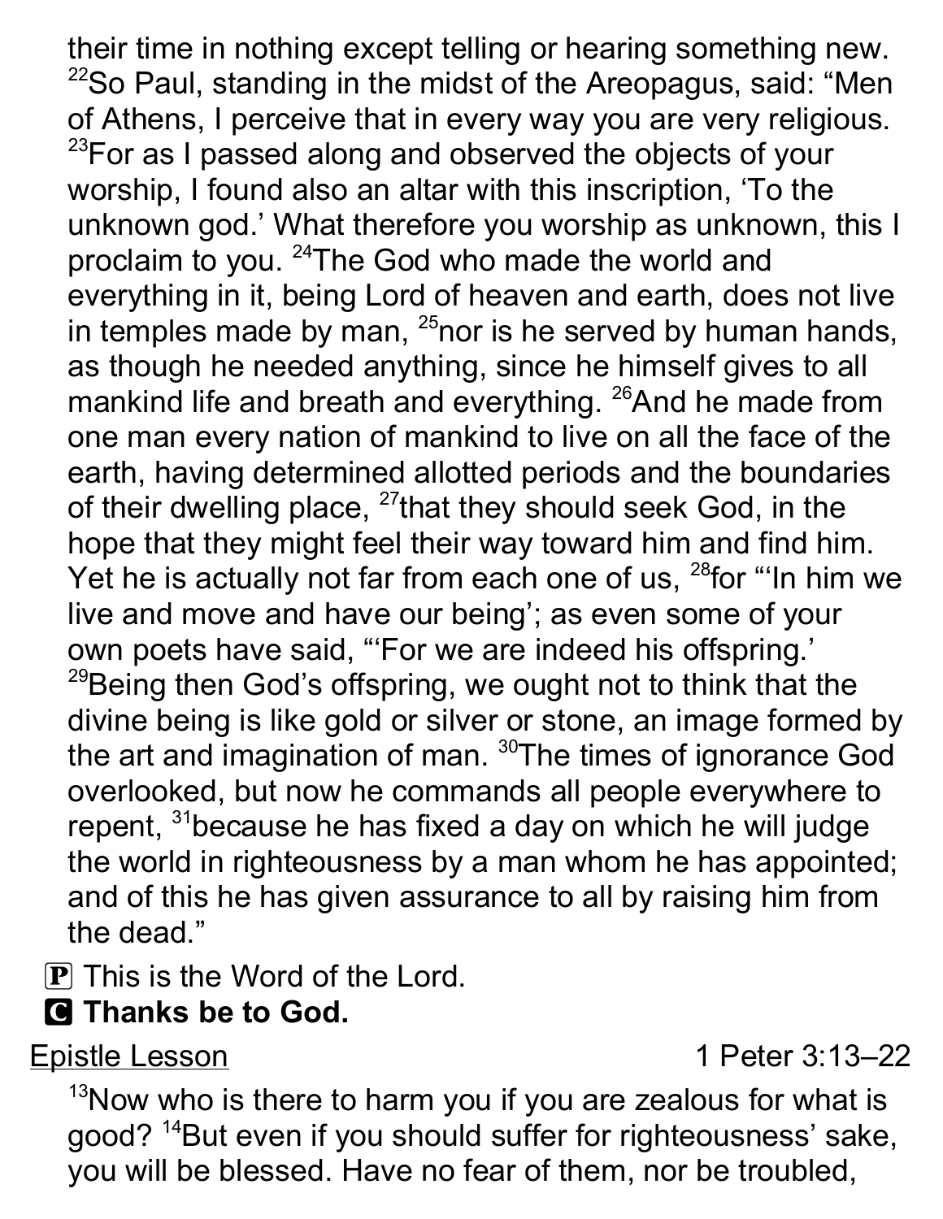their time in nothing except telling or hearing something new. [22]So Paul, standing in the midst of the Areopagus, said: "Men of Athens, I perceive that in every way you are very religious. [23]For as I passed along and observed the objects of your worship, I found also an altar with this inscription, 'To the unknown god.' What therefore you worship as unknown, this I proclaim to you. [24]The God who made the world and everything in it, being Lord of heaven and earth, does not live in temples made by man, [25]nor is he served by human hands, as though he needed anything, since he himself gives to all mankind life and breath and everything. [26]And he made from one man every nation of mankind to live on all the face of the earth, having determined allotted periods and the boundaries of their dwelling place, [27]that they should seek God, in the hope that they might feel their way toward him and find him. Yet he is actually not far from each one of us, [28]for "'In him we live and move and have our being'; as even some of your own poets have said, "'For we are indeed his offspring.' [29]Being then God's offspring, we ought not to think that the divine being is like gold or silver or stone, an image formed by the art and imagination of man. [30]The times of ignorance God overlooked, but now he commands all people everywhere to repent, [31]because he has fixed a day on which he will judge the world in righteousness by a man whom he has appointed; and of this he has given assurance to all by raising him from the dead."

P This is the Word of the Lord.

C **Thanks be to God.**

Epistle Lesson — 1 Peter 3:13–22

[13]Now who is there to harm you if you are zealous for what is good? [14]But even if you should suffer for righteousness' sake, you will be blessed. Have no fear of them, nor be troubled,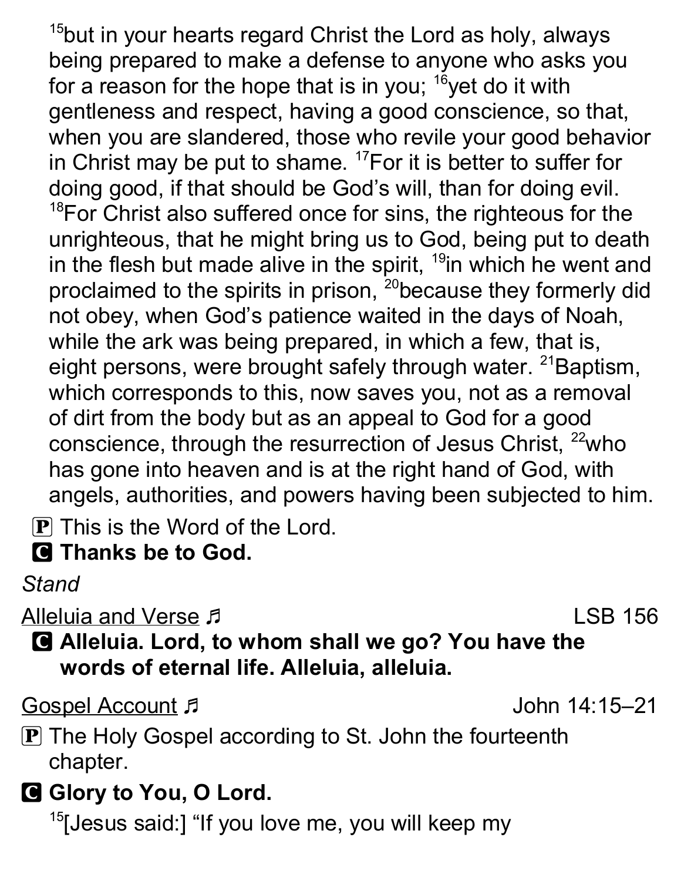[15]but in your hearts regard Christ the Lord as holy, always being prepared to make a defense to anyone who asks you for a reason for the hope that is in you; [16]yet do it with gentleness and respect, having a good conscience, so that, when you are slandered, those who revile your good behavior in Christ may be put to shame. [17]For it is better to suffer for doing good, if that should be God's will, than for doing evil. [18]For Christ also suffered once for sins, the righteous for the unrighteous, that he might bring us to God, being put to death in the flesh but made alive in the spirit, [19]in which he went and proclaimed to the spirits in prison, [20]because they formerly did not obey, when God's patience waited in the days of Noah, while the ark was being prepared, in which a few, that is, eight persons, were brought safely through water. [21]Baptism, which corresponds to this, now saves you, not as a removal of dirt from the body but as an appeal to God for a good conscience, through the resurrection of Jesus Christ, [22]who has gone into heaven and is at the right hand of God, with angels, authorities, and powers having been subjected to him.

P This is the Word of the Lord.

**C Thanks be to God.**

*Stand*

Alleluia and Verse ♬ LSB 156

**C Alleluia. Lord, to whom shall we go? You have the words of eternal life. Alleluia, alleluia.**

Gospel Account ♬ John 14:15–21

P The Holy Gospel according to St. John the fourteenth chapter.

**C Glory to You, O Lord.**

[15][Jesus said:] "If you love me, you will keep my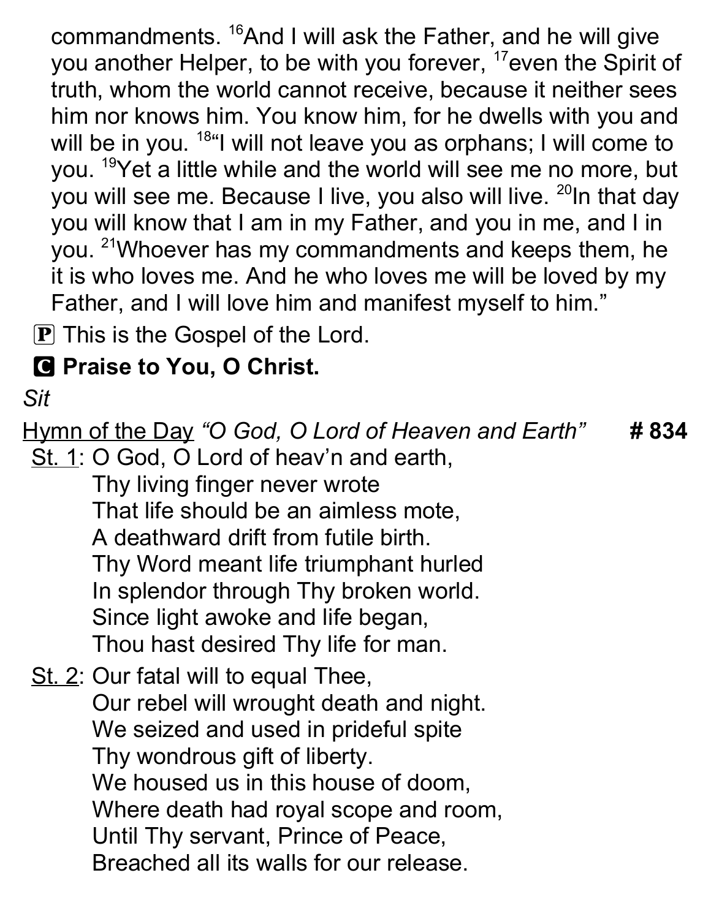commandments. [16]And I will ask the Father, and he will give you another Helper, to be with you forever, [17]even the Spirit of truth, whom the world cannot receive, because it neither sees him nor knows him. You know him, for he dwells with you and will be in you. [18]"I will not leave you as orphans; I will come to you. [19]Yet a little while and the world will see me no more, but you will see me. Because I live, you also will live. [20]In that day you will know that I am in my Father, and you in me, and I in you. [21]Whoever has my commandments and keeps them, he it is who loves me. And he who loves me will be loved by my Father, and I will love him and manifest myself to him."

Ⓟ This is the Gospel of the Lord.

**Ⓒ Praise to You, O Christ.**

*Sit*

Hymn of the Day *"O God, O Lord of Heaven and Earth"* **# 834**

St. 1: O God, O Lord of heav'n and earth,
Thy living finger never wrote
That life should be an aimless mote,
A deathward drift from futile birth.
Thy Word meant life triumphant hurled
In splendor through Thy broken world.
Since light awoke and life began,
Thou hast desired Thy life for man.

St. 2: Our fatal will to equal Thee,
Our rebel will wrought death and night.
We seized and used in prideful spite
Thy wondrous gift of liberty.
We housed us in this house of doom,
Where death had royal scope and room,
Until Thy servant, Prince of Peace,
Breached all its walls for our release.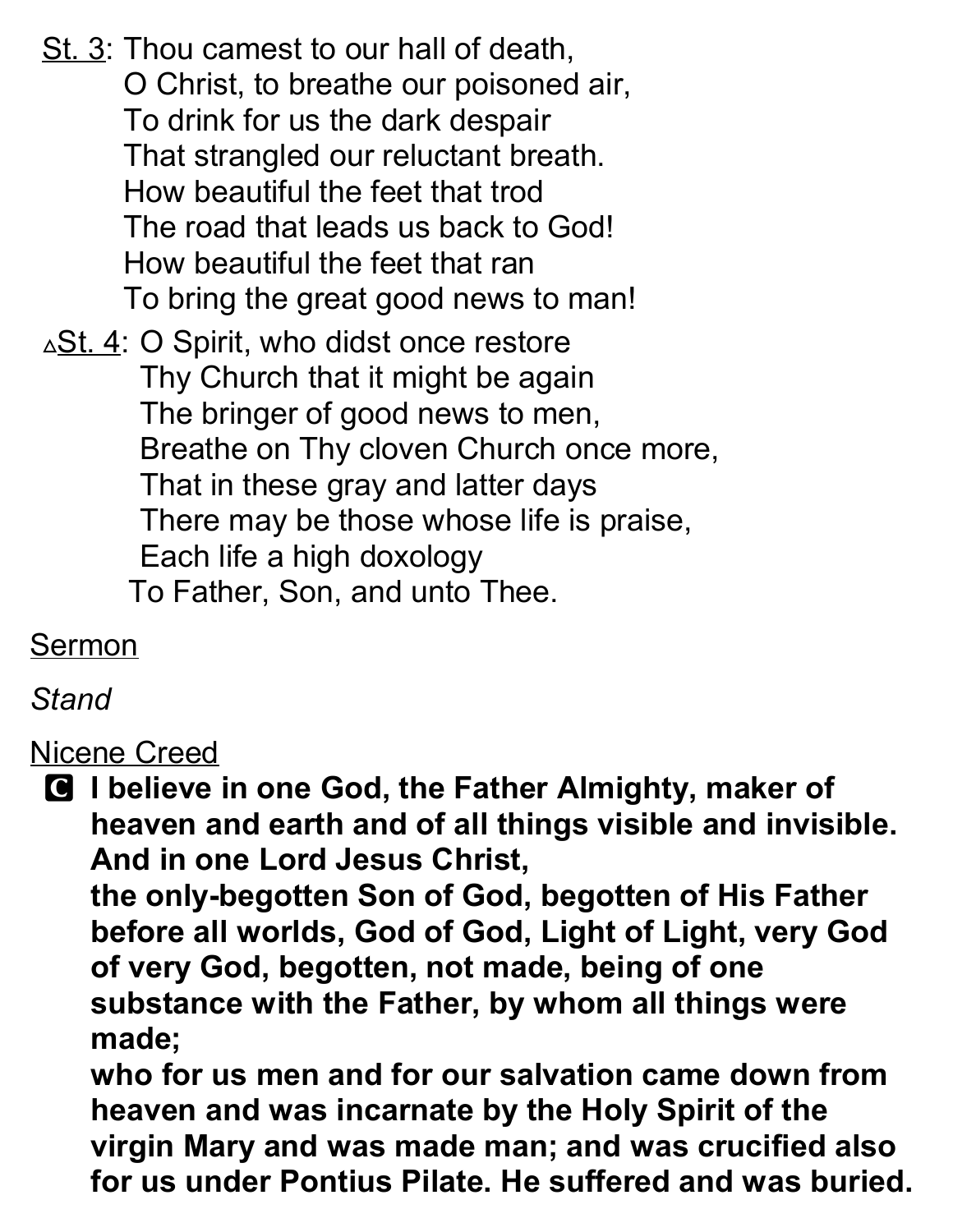<u>St. 3</u>: Thou camest to our hall of death,
O Christ, to breathe our poisoned air,
To drink for us the dark despair
That strangled our reluctant breath.
How beautiful the feet that trod
The road that leads us back to God!
How beautiful the feet that ran
To bring the great good news to man!

△<u>St. 4</u>: O Spirit, who didst once restore
Thy Church that it might be again
The bringer of good news to men,
Breathe on Thy cloven Church once more,
That in these gray and latter days
There may be those whose life is praise,
Each life a high doxology
To Father, Son, and unto Thee.

<u>Sermon</u>

*Stand*

<u>Nicene Creed</u>

🅒 **I believe in one God, the Father Almighty, maker of heaven and earth and of all things visible and invisible.**
**And in one Lord Jesus Christ,**
**the only-begotten Son of God, begotten of His Father before all worlds, God of God, Light of Light, very God of very God, begotten, not made, being of one substance with the Father, by whom all things were made;**
**who for us men and for our salvation came down from heaven and was incarnate by the Holy Spirit of the virgin Mary and was made man; and was crucified also for us under Pontius Pilate. He suffered and was buried.**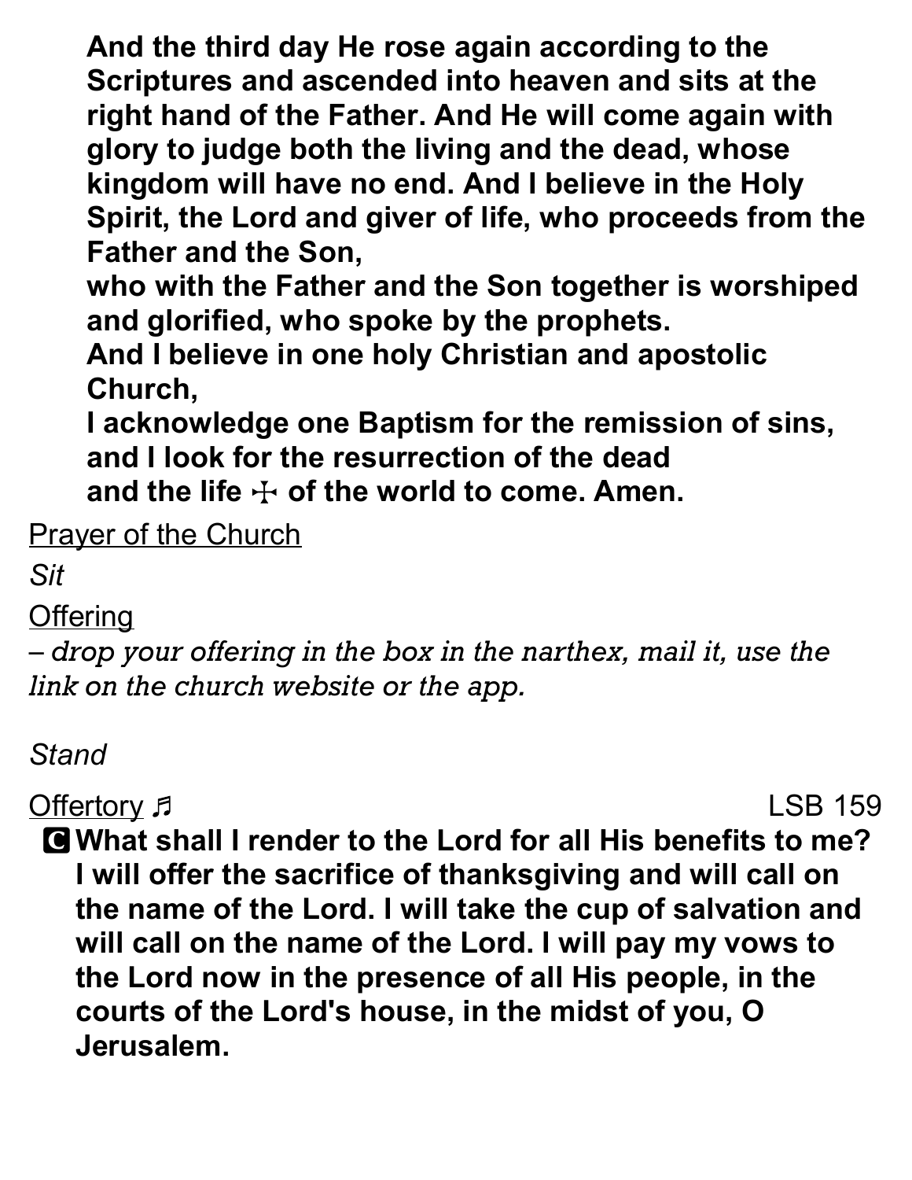**And the third day He rose again according to the Scriptures and ascended into heaven and sits at the right hand of the Father. And He will come again with glory to judge both the living and the dead, whose kingdom will have no end. And I believe in the Holy Spirit, the Lord and giver of life, who proceeds from the Father and the Son,**
**who with the Father and the Son together is worshiped and glorified, who spoke by the prophets.**
**And I believe in one holy Christian and apostolic Church,**
**I acknowledge one Baptism for the remission of sins,**
**and I look for the resurrection of the dead**
**and the life ☩ of the world to come. Amen.**

Prayer of the Church

*Sit*

Offering

*– drop your offering in the box in the narthex, mail it, use the link on the church website or the app.*

*Stand*

Offertory ♬ LSB 159

**C What shall I render to the Lord for all His benefits to me? I will offer the sacrifice of thanksgiving and will call on the name of the Lord. I will take the cup of salvation and will call on the name of the Lord. I will pay my vows to the Lord now in the presence of all His people, in the courts of the Lord's house, in the midst of you, O Jerusalem.**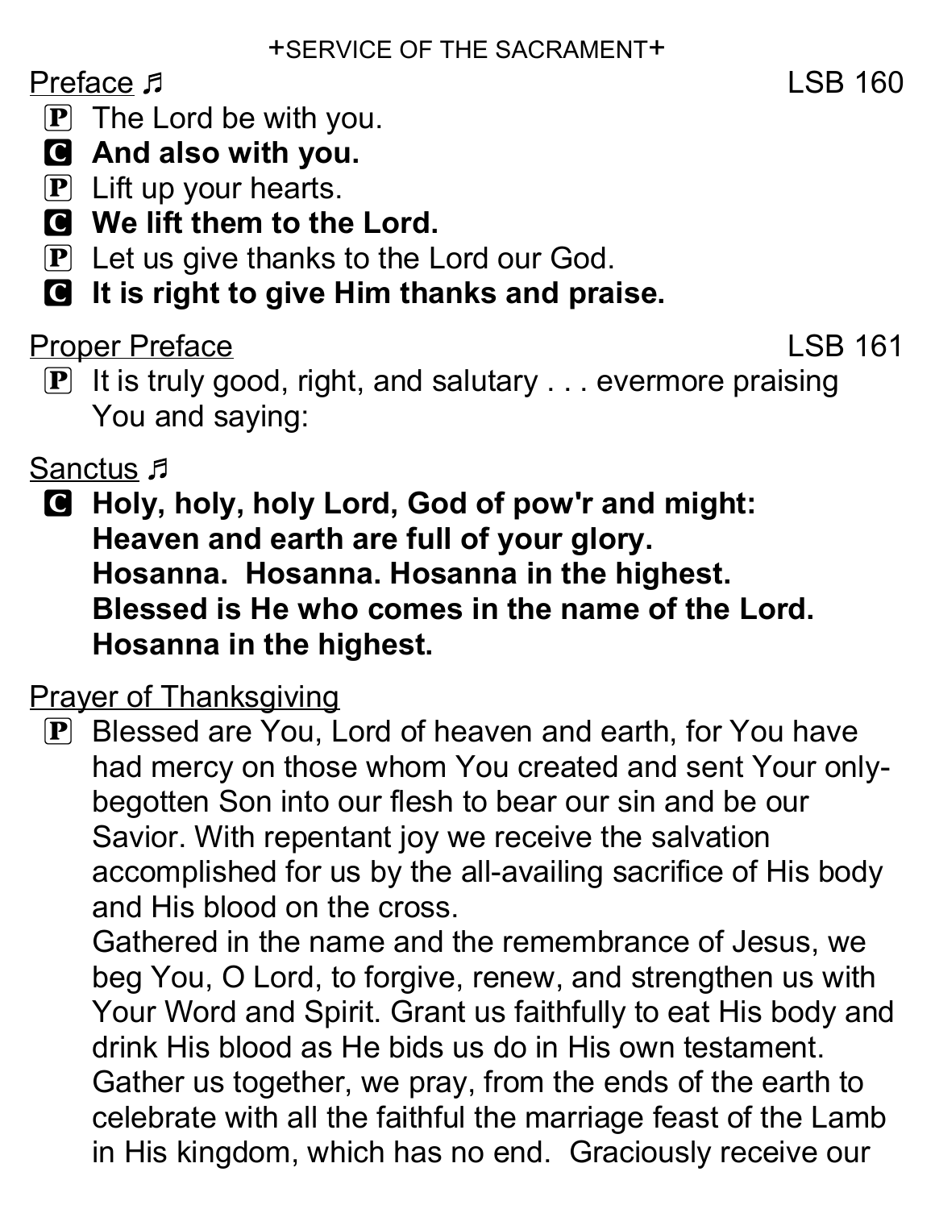+SERVICE OF THE SACRAMENT+

Preface ♬ LSB 160

P The Lord be with you.

C **And also with you.**

P Lift up your hearts.

C **We lift them to the Lord.**

P Let us give thanks to the Lord our God.

C **It is right to give Him thanks and praise.**

Proper Preface LSB 161

P It is truly good, right, and salutary . . . evermore praising You and saying:

Sanctus ♬

C **Holy, holy, holy Lord, God of pow'r and might:**
**Heaven and earth are full of your glory.**
**Hosanna. Hosanna. Hosanna in the highest.**
**Blessed is He who comes in the name of the Lord.**
**Hosanna in the highest.**

Prayer of Thanksgiving

P Blessed are You, Lord of heaven and earth, for You have had mercy on those whom You created and sent Your only-begotten Son into our flesh to bear our sin and be our Savior. With repentant joy we receive the salvation accomplished for us by the all-availing sacrifice of His body and His blood on the cross.
Gathered in the name and the remembrance of Jesus, we beg You, O Lord, to forgive, renew, and strengthen us with Your Word and Spirit. Grant us faithfully to eat His body and drink His blood as He bids us do in His own testament. Gather us together, we pray, from the ends of the earth to celebrate with all the faithful the marriage feast of the Lamb in His kingdom, which has no end. Graciously receive our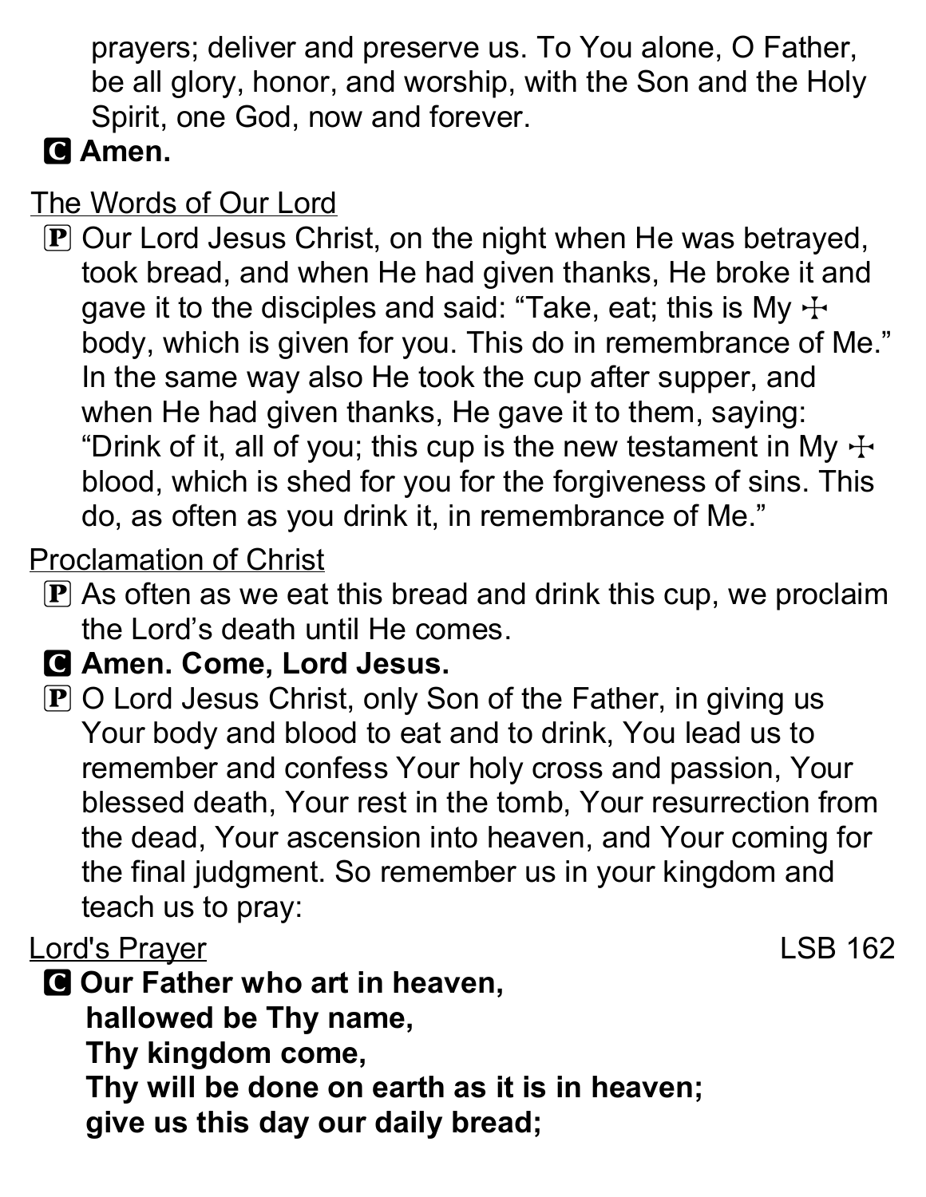prayers; deliver and preserve us. To You alone, O Father, be all glory, honor, and worship, with the Son and the Holy Spirit, one God, now and forever.

**C Amen.**

The Words of Our Lord

P Our Lord Jesus Christ, on the night when He was betrayed, took bread, and when He had given thanks, He broke it and gave it to the disciples and said: "Take, eat; this is My ☩ body, which is given for you. This do in remembrance of Me." In the same way also He took the cup after supper, and when He had given thanks, He gave it to them, saying: "Drink of it, all of you; this cup is the new testament in My ☩ blood, which is shed for you for the forgiveness of sins. This do, as often as you drink it, in remembrance of Me."

Proclamation of Christ

P As often as we eat this bread and drink this cup, we proclaim the Lord's death until He comes.

**C Amen. Come, Lord Jesus.**

P O Lord Jesus Christ, only Son of the Father, in giving us Your body and blood to eat and to drink, You lead us to remember and confess Your holy cross and passion, Your blessed death, Your rest in the tomb, Your resurrection from the dead, Your ascension into heaven, and Your coming for the final judgment. So remember us in your kingdom and teach us to pray:

Lord's Prayer LSB 162

**C Our Father who art in heaven,**
**hallowed be Thy name,**
**Thy kingdom come,**
**Thy will be done on earth as it is in heaven;**
**give us this day our daily bread;**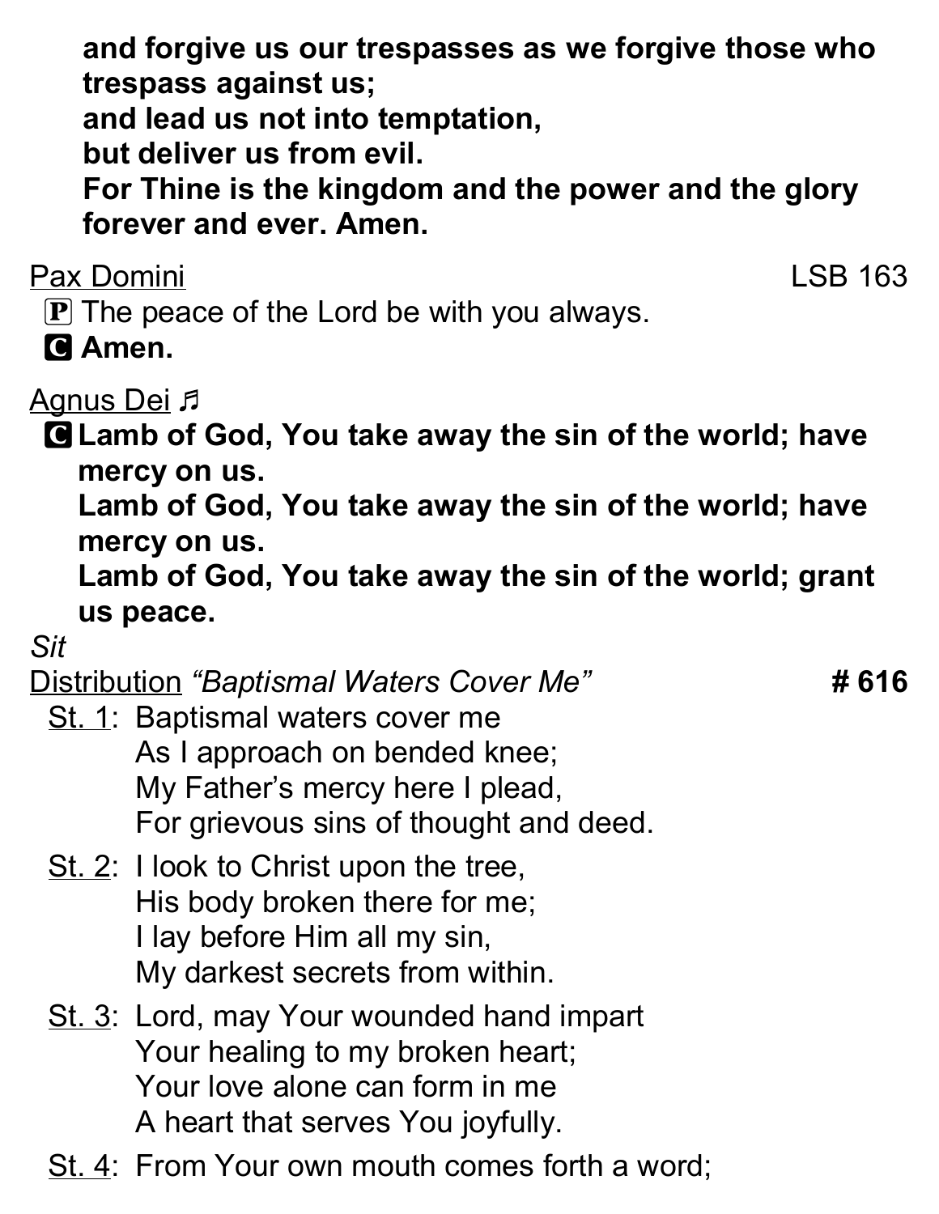**and forgive us our trespasses as we forgive those who trespass against us;**
**and lead us not into temptation,**
**but deliver us from evil.**
**For Thine is the kingdom and the power and the glory forever and ever. Amen.**

Pax Domini LSB 163

Ⓟ The peace of the Lord be with you always.
Ⓒ **Amen.**

Agnus Dei ♬

Ⓒ **Lamb of God, You take away the sin of the world; have mercy on us.**
**Lamb of God, You take away the sin of the world; have mercy on us.**
**Lamb of God, You take away the sin of the world; grant us peace.**

*Sit*

Distribution *"Baptismal Waters Cover Me"* **# 616**

St. 1: Baptismal waters cover me
As I approach on bended knee;
My Father's mercy here I plead,
For grievous sins of thought and deed.

St. 2: I look to Christ upon the tree,
His body broken there for me;
I lay before Him all my sin,
My darkest secrets from within.

St. 3: Lord, may Your wounded hand impart
Your healing to my broken heart;
Your love alone can form in me
A heart that serves You joyfully.

St. 4: From Your own mouth comes forth a word;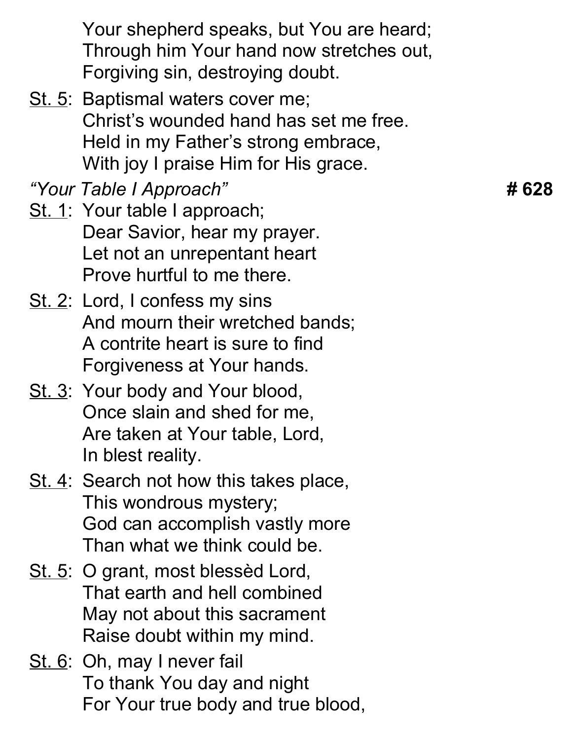Your shepherd speaks, but You are heard;
Through him Your hand now stretches out,
Forgiving sin, destroying doubt.

<u>St. 5</u>: Baptismal waters cover me;
Christ's wounded hand has set me free.
Held in my Father's strong embrace,
With joy I praise Him for His grace.

*"Your Table I Approach"* **# 628**

<u>St. 1</u>: Your table I approach;
Dear Savior, hear my prayer.
Let not an unrepentant heart
Prove hurtful to me there.

<u>St. 2</u>: Lord, I confess my sins
And mourn their wretched bands;
A contrite heart is sure to find
Forgiveness at Your hands.

<u>St. 3</u>: Your body and Your blood,
Once slain and shed for me,
Are taken at Your table, Lord,
In blest reality.

<u>St. 4</u>: Search not how this takes place,
This wondrous mystery;
God can accomplish vastly more
Than what we think could be.

<u>St. 5</u>: O grant, most blessèd Lord,
That earth and hell combined
May not about this sacrament
Raise doubt within my mind.

<u>St. 6</u>: Oh, may I never fail
To thank You day and night
For Your true body and true blood,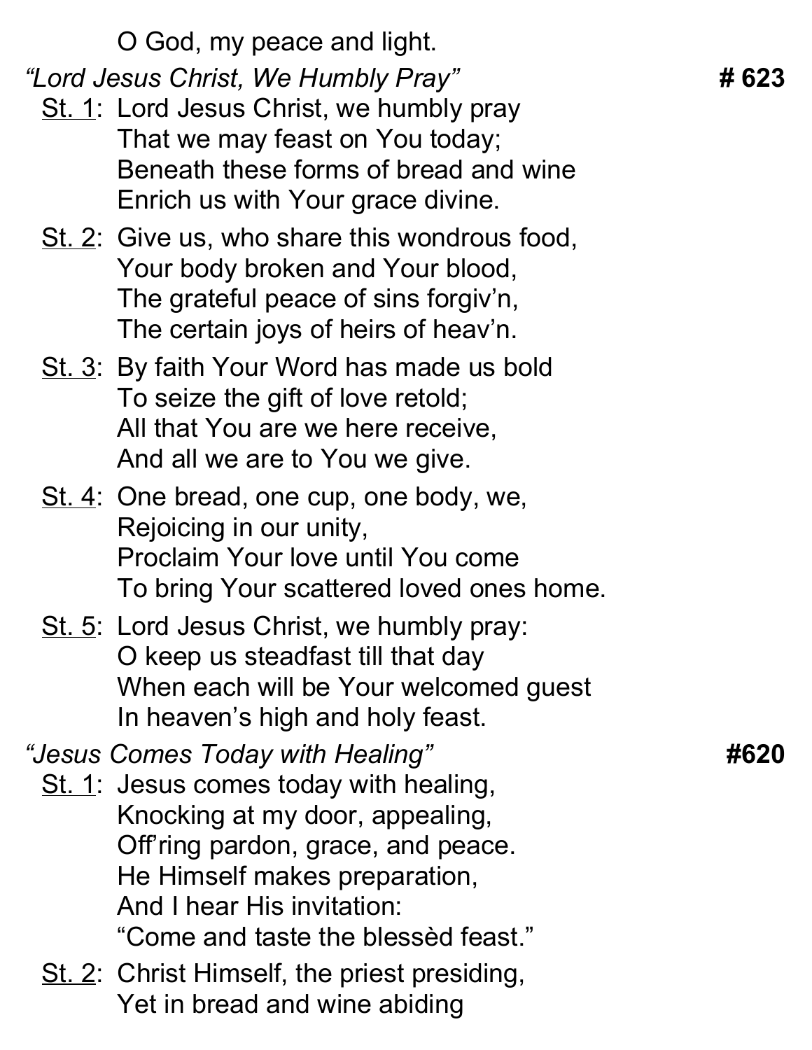O God, my peace and light.

*"Lord Jesus Christ, We Humbly Pray"* **# 623**

<u>St. 1</u>: Lord Jesus Christ, we humbly pray
That we may feast on You today;
Beneath these forms of bread and wine
Enrich us with Your grace divine.

<u>St. 2</u>: Give us, who share this wondrous food,
Your body broken and Your blood,
The grateful peace of sins forgiv'n,
The certain joys of heirs of heav'n.

<u>St. 3</u>: By faith Your Word has made us bold
To seize the gift of love retold;
All that You are we here receive,
And all we are to You we give.

<u>St. 4</u>: One bread, one cup, one body, we,
Rejoicing in our unity,
Proclaim Your love until You come
To bring Your scattered loved ones home.

<u>St. 5</u>: Lord Jesus Christ, we humbly pray:
O keep us steadfast till that day
When each will be Your welcomed guest
In heaven's high and holy feast.

*"Jesus Comes Today with Healing"* **#620**

<u>St. 1</u>: Jesus comes today with healing,
Knocking at my door, appealing,
Off'ring pardon, grace, and peace.
He Himself makes preparation,
And I hear His invitation:
"Come and taste the blessèd feast."

<u>St. 2</u>: Christ Himself, the priest presiding,
Yet in bread and wine abiding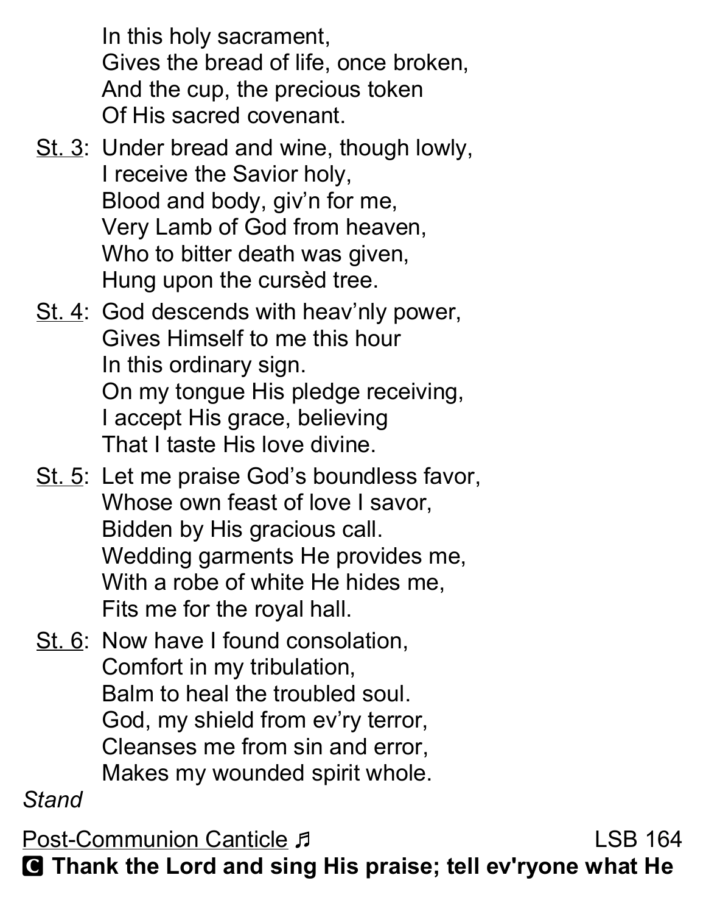In this holy sacrament,
Gives the bread of life, once broken,
And the cup, the precious token
Of His sacred covenant.

St. 3: Under bread and wine, though lowly,
I receive the Savior holy,
Blood and body, giv'n for me,
Very Lamb of God from heaven,
Who to bitter death was given,
Hung upon the cursèd tree.

St. 4: God descends with heav'nly power,
Gives Himself to me this hour
In this ordinary sign.
On my tongue His pledge receiving,
I accept His grace, believing
That I taste His love divine.

St. 5: Let me praise God's boundless favor,
Whose own feast of love I savor,
Bidden by His gracious call.
Wedding garments He provides me,
With a robe of white He hides me,
Fits me for the royal hall.

St. 6: Now have I found consolation,
Comfort in my tribulation,
Balm to heal the troubled soul.
God, my shield from ev'ry terror,
Cleanses me from sin and error,
Makes my wounded spirit whole.

*Stand*

Post-Communion Canticle ♬ LSB 164

**C Thank the Lord and sing His praise; tell ev'ryone what He**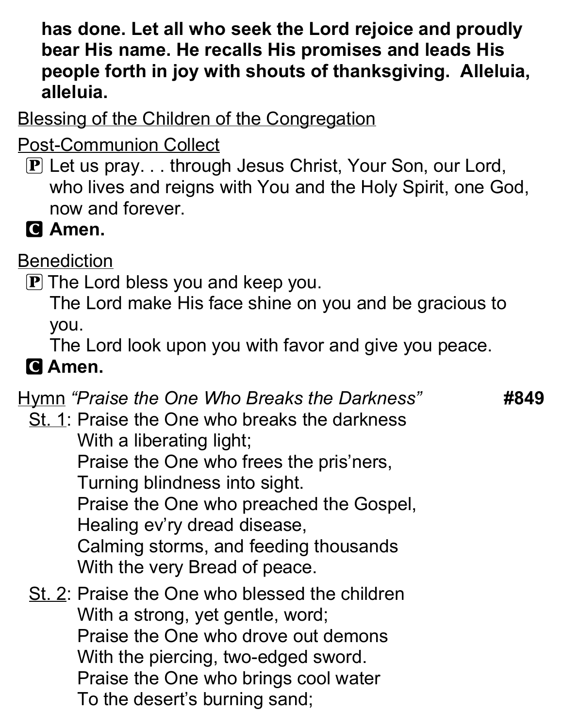**has done. Let all who seek the Lord rejoice and proudly bear His name. He recalls His promises and leads His people forth in joy with shouts of thanksgiving. Alleluia, alleluia.**

Blessing of the Children of the Congregation

Post-Communion Collect

Ⓟ Let us pray. . . through Jesus Christ, Your Son, our Lord, who lives and reigns with You and the Holy Spirit, one God, now and forever.

**Ⓒ Amen.**

Benediction

Ⓟ The Lord bless you and keep you.
The Lord make His face shine on you and be gracious to you.
The Lord look upon you with favor and give you peace.

**Ⓒ Amen.**

Hymn *"Praise the One Who Breaks the Darkness"* **#849**

St. 1: Praise the One who breaks the darkness
With a liberating light;
Praise the One who frees the pris'ners,
Turning blindness into sight.
Praise the One who preached the Gospel,
Healing ev'ry dread disease,
Calming storms, and feeding thousands
With the very Bread of peace.

St. 2: Praise the One who blessed the children
With a strong, yet gentle, word;
Praise the One who drove out demons
With the piercing, two-edged sword.
Praise the One who brings cool water
To the desert's burning sand;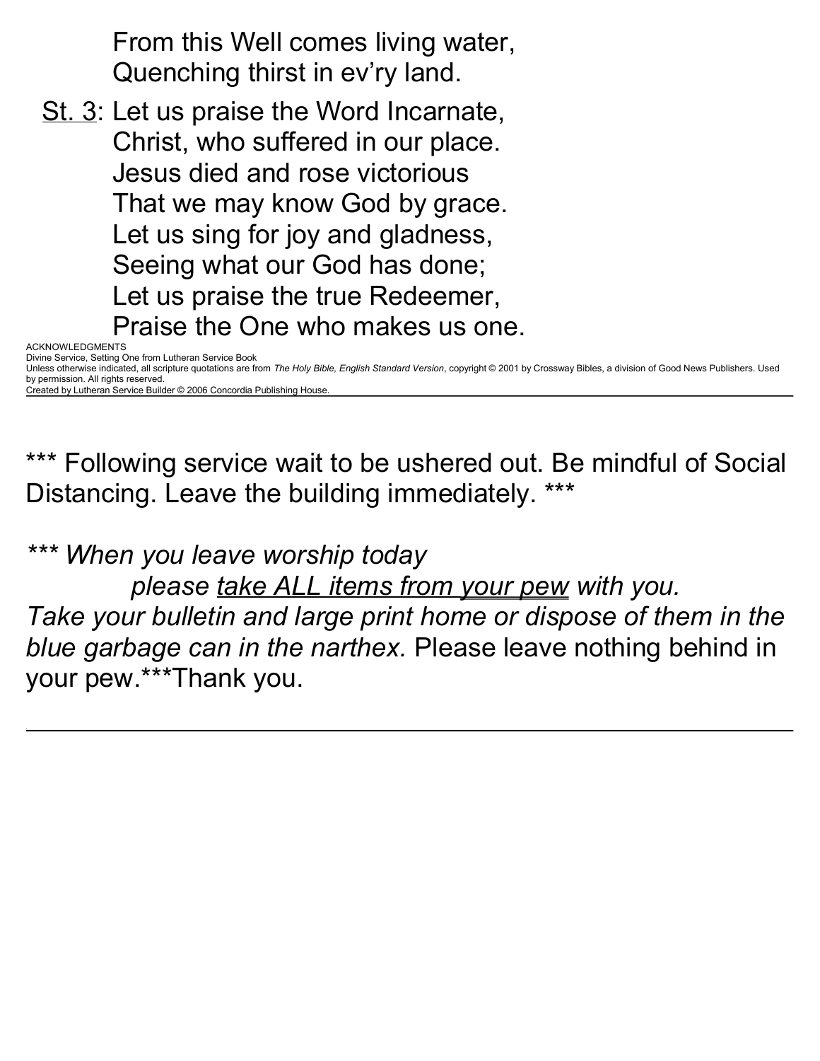From this Well comes living water,  
Quenching thirst in ev'ry land.

St. 3: Let us praise the Word Incarnate,  
Christ, who suffered in our place.  
Jesus died and rose victorious  
That we may know God by grace.  
Let us sing for joy and gladness,  
Seeing what our God has done;  
Let us praise the true Redeemer,  
Praise the One who makes us one.

ACKNOWLEDGMENTS  
Divine Service, Setting One from Lutheran Service Book  
Unless otherwise indicated, all scripture quotations are from *The Holy Bible, English Standard Version*, copyright © 2001 by Crossway Bibles, a division of Good News Publishers. Used by permission. All rights reserved.  
Created by Lutheran Service Builder © 2006 Concordia Publishing House.

---

*** Following service wait to be ushered out. Be mindful of Social Distancing. Leave the building immediately. ***

*\*\*\* When you leave worship today*  
*please take ALL items from your pew with you.*  
*Take your bulletin and large print home or dispose of them in the blue garbage can in the narthex.* Please leave nothing behind in your pew.***Thank you.

---